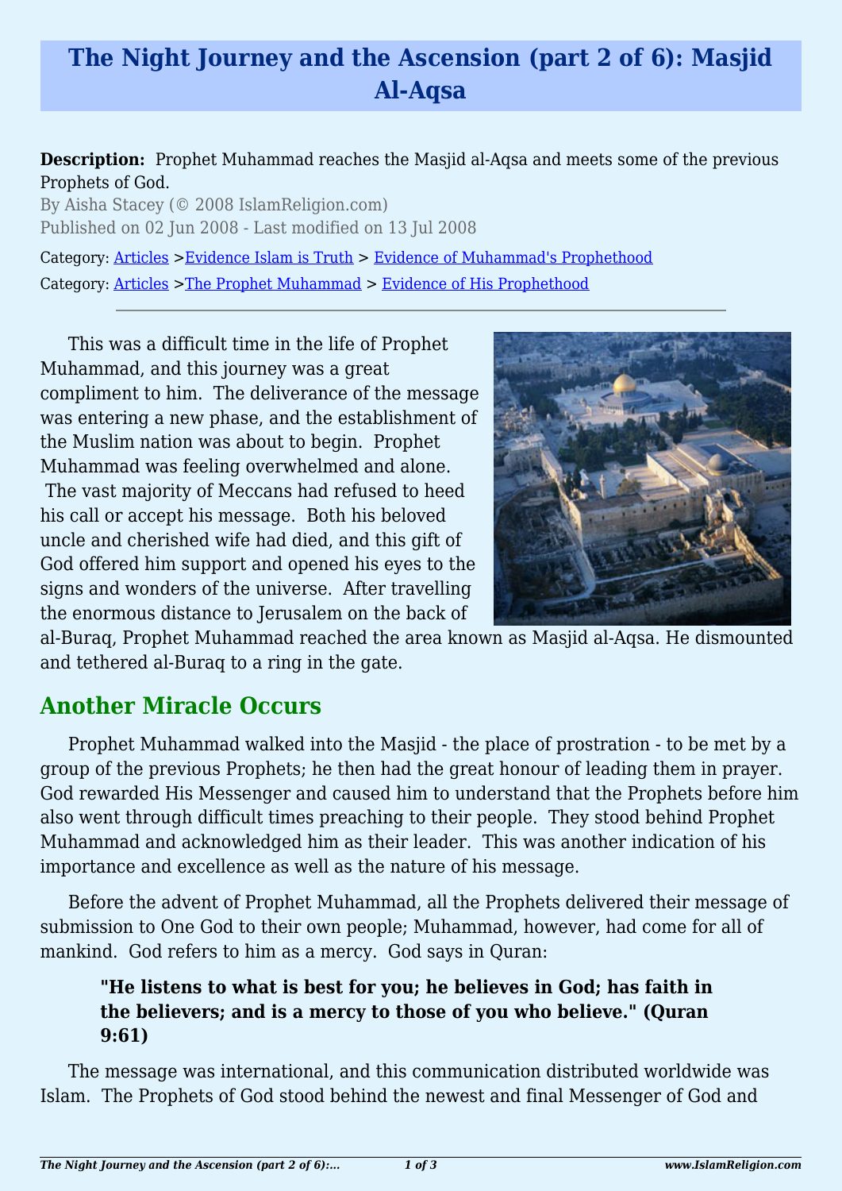# The Night Journey and the Ascension (part 2 of 6): Masjid Al-Aqsa

**Description:** Prophet Muhammad reaches the Masjid al-Aqsa and meets some of the previous Prophets of God.

By Aisha Stacey (© 2008 IslamReligion.com)

Published on 02 Jun 2008 - Last modified on 13 Jul 2008

Category: Articles >Evidence Islam is Truth > Evidence of Muhammad's Prophethood

Category: Articles >The Prophet Muhammad > Evidence of His Prophethood

---

This was a difficult time in the life of Prophet Muhammad, and this journey was a great compliment to him. The deliverance of the message was entering a new phase, and the establishment of the Muslim nation was about to begin. Prophet Muhammad was feeling overwhelmed and alone. The vast majority of Meccans had refused to heed his call or accept his message. Both his beloved uncle and cherished wife had died, and this gift of God offered him support and opened his eyes to the signs and wonders of the universe. After travelling the enormous distance to Jerusalem on the back of al-Buraq, Prophet Muhammad reached the area known as Masjid al-Aqsa. He dismounted and tethered al-Buraq to a ring in the gate.

## Another Miracle Occurs

Prophet Muhammad walked into the Masjid - the place of prostration - to be met by a group of the previous Prophets; he then had the great honour of leading them in prayer. God rewarded His Messenger and caused him to understand that the Prophets before him also went through difficult times preaching to their people. They stood behind Prophet Muhammad and acknowledged him as their leader. This was another indication of his importance and excellence as well as the nature of his message.

Before the advent of Prophet Muhammad, all the Prophets delivered their message of submission to One God to their own people; Muhammad, however, had come for all of mankind. God refers to him as a mercy. God says in Quran:

> **"He listens to what is best for you; he believes in God; has faith in the believers; and is a mercy to those of you who believe." (Quran 9:61)**

The message was international, and this communication distributed worldwide was Islam. The Prophets of God stood behind the newest and final Messenger of God and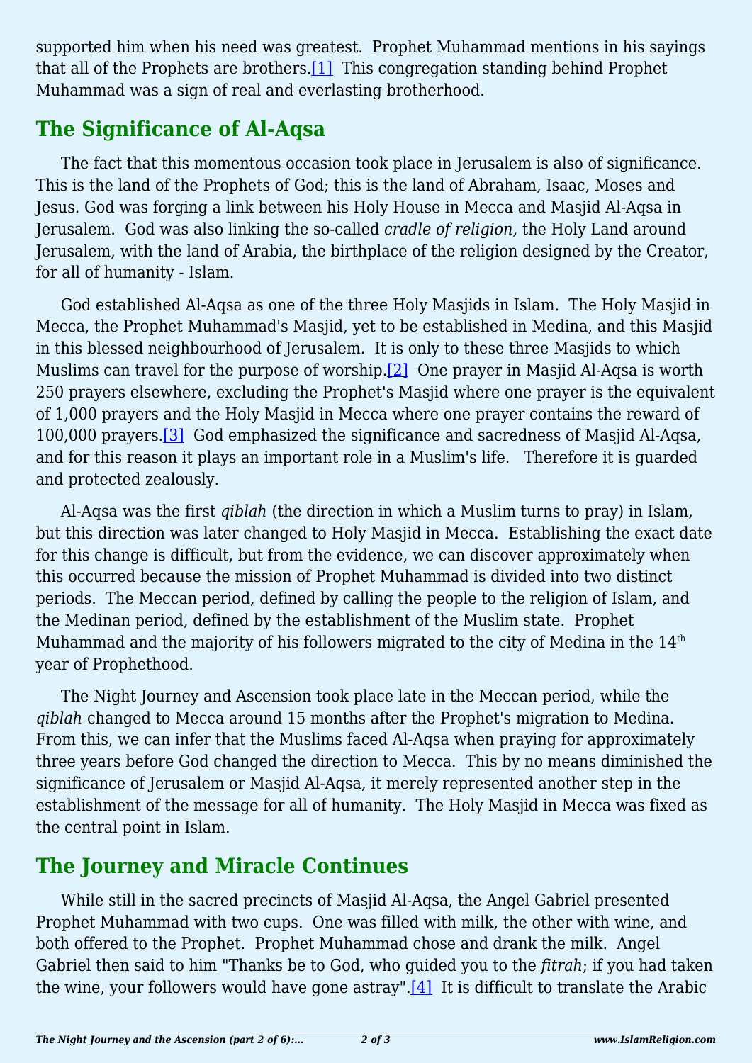supported him when his need was greatest. Prophet Muhammad mentions in his sayings that all of the Prophets are brothers.[1] This congregation standing behind Prophet Muhammad was a sign of real and everlasting brotherhood.

## The Significance of Al-Aqsa

The fact that this momentous occasion took place in Jerusalem is also of significance. This is the land of the Prophets of God; this is the land of Abraham, Isaac, Moses and Jesus. God was forging a link between his Holy House in Mecca and Masjid Al-Aqsa in Jerusalem. God was also linking the so-called *cradle of religion,* the Holy Land around Jerusalem, with the land of Arabia, the birthplace of the religion designed by the Creator, for all of humanity - Islam.

God established Al-Aqsa as one of the three Holy Masjids in Islam. The Holy Masjid in Mecca, the Prophet Muhammad's Masjid, yet to be established in Medina, and this Masjid in this blessed neighbourhood of Jerusalem. It is only to these three Masjids to which Muslims can travel for the purpose of worship.[2] One prayer in Masjid Al-Aqsa is worth 250 prayers elsewhere, excluding the Prophet's Masjid where one prayer is the equivalent of 1,000 prayers and the Holy Masjid in Mecca where one prayer contains the reward of 100,000 prayers.[3] God emphasized the significance and sacredness of Masjid Al-Aqsa, and for this reason it plays an important role in a Muslim's life. Therefore it is guarded and protected zealously.

Al-Aqsa was the first *qiblah* (the direction in which a Muslim turns to pray) in Islam, but this direction was later changed to Holy Masjid in Mecca. Establishing the exact date for this change is difficult, but from the evidence, we can discover approximately when this occurred because the mission of Prophet Muhammad is divided into two distinct periods. The Meccan period, defined by calling the people to the religion of Islam, and the Medinan period, defined by the establishment of the Muslim state. Prophet Muhammad and the majority of his followers migrated to the city of Medina in the 14th year of Prophethood.

The Night Journey and Ascension took place late in the Meccan period, while the *qiblah* changed to Mecca around 15 months after the Prophet's migration to Medina. From this, we can infer that the Muslims faced Al-Aqsa when praying for approximately three years before God changed the direction to Mecca. This by no means diminished the significance of Jerusalem or Masjid Al-Aqsa, it merely represented another step in the establishment of the message for all of humanity. The Holy Masjid in Mecca was fixed as the central point in Islam.

## The Journey and Miracle Continues

While still in the sacred precincts of Masjid Al-Aqsa, the Angel Gabriel presented Prophet Muhammad with two cups. One was filled with milk, the other with wine, and both offered to the Prophet. Prophet Muhammad chose and drank the milk. Angel Gabriel then said to him "Thanks be to God, who guided you to the *fitrah*; if you had taken the wine, your followers would have gone astray".[4] It is difficult to translate the Arabic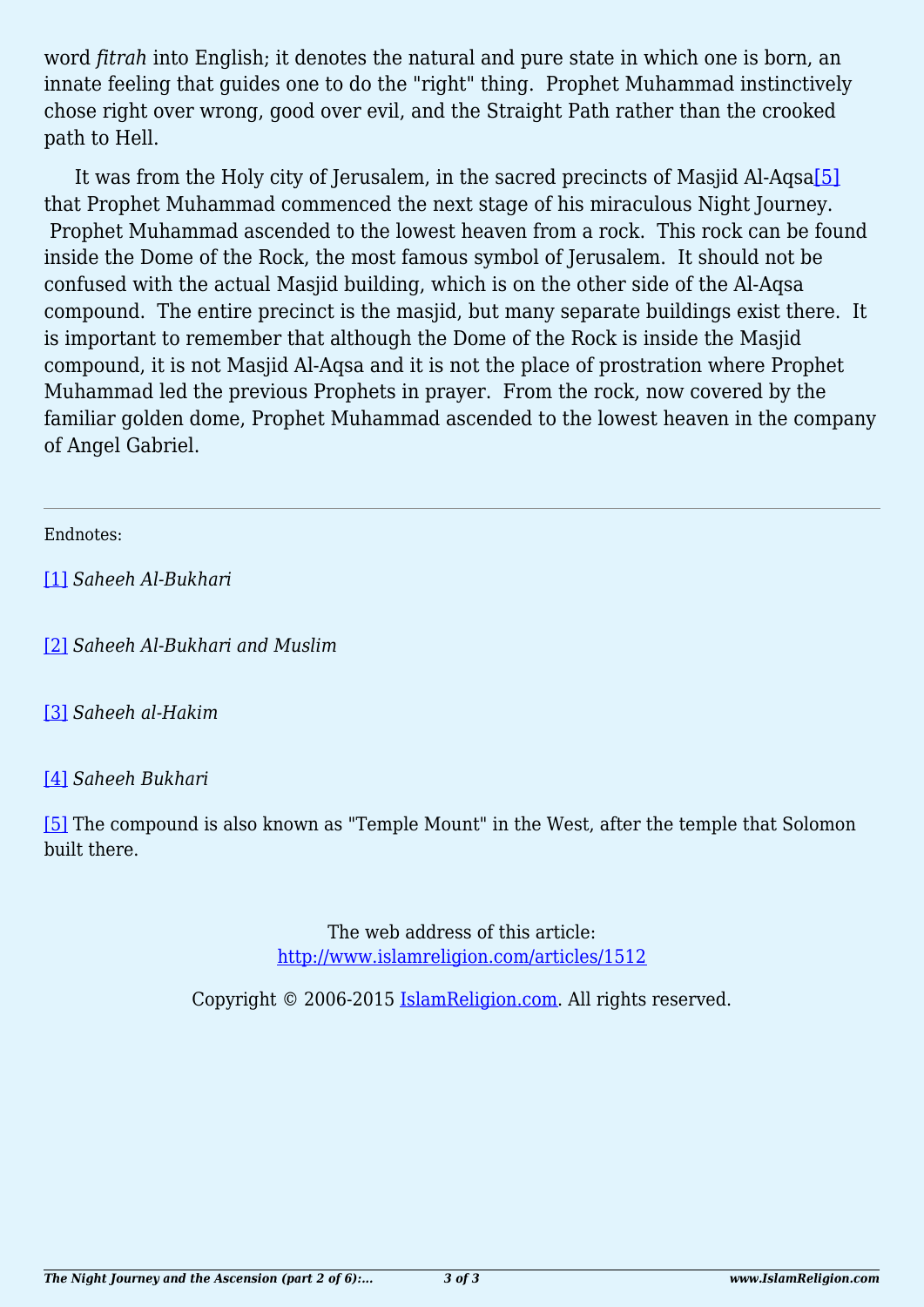word *fitrah* into English; it denotes the natural and pure state in which one is born, an innate feeling that guides one to do the "right" thing. Prophet Muhammad instinctively chose right over wrong, good over evil, and the Straight Path rather than the crooked path to Hell.

It was from the Holy city of Jerusalem, in the sacred precincts of Masjid Al-Aqsa[5] that Prophet Muhammad commenced the next stage of his miraculous Night Journey. Prophet Muhammad ascended to the lowest heaven from a rock. This rock can be found inside the Dome of the Rock, the most famous symbol of Jerusalem. It should not be confused with the actual Masjid building, which is on the other side of the Al-Aqsa compound. The entire precinct is the masjid, but many separate buildings exist there. It is important to remember that although the Dome of the Rock is inside the Masjid compound, it is not Masjid Al-Aqsa and it is not the place of prostration where Prophet Muhammad led the previous Prophets in prayer. From the rock, now covered by the familiar golden dome, Prophet Muhammad ascended to the lowest heaven in the company of Angel Gabriel.

---

Endnotes:

[1] *Saheeh Al-Bukhari*

[2] *Saheeh Al-Bukhari and Muslim*

[3] *Saheeh al-Hakim*

[4] *Saheeh Bukhari*

[5] The compound is also known as "Temple Mount" in the West, after the temple that Solomon built there.

The web address of this article:
http://www.islamreligion.com/articles/1512

Copyright © 2006-2015 IslamReligion.com. All rights reserved.